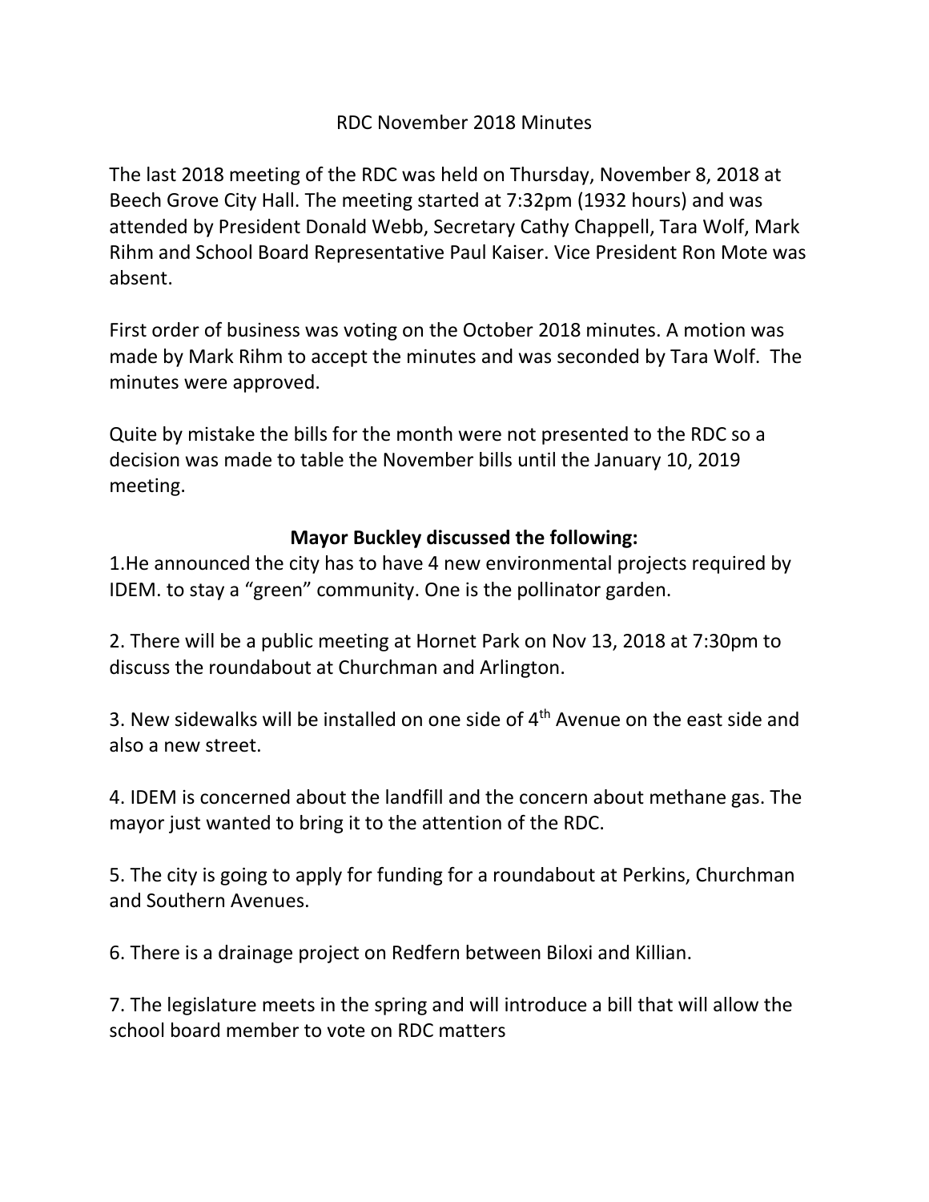# RDC November 2018 Minutes

The last 2018 meeting of the RDC was held on Thursday, November 8, 2018 at Beech Grove City Hall. The meeting started at 7:32pm (1932 hours) and was attended by President Donald Webb, Secretary Cathy Chappell, Tara Wolf, Mark Rihm and School Board Representative Paul Kaiser. Vice President Ron Mote was absent.

First order of business was voting on the October 2018 minutes. A motion was made by Mark Rihm to accept the minutes and was seconded by Tara Wolf. The minutes were approved.

Quite by mistake the bills for the month were not presented to the RDC so a decision was made to table the November bills until the January 10, 2019 meeting.

**Mayor Buckley discussed the following:**

1.He announced the city has to have 4 new environmental projects required by IDEM. to stay a "green" community. One is the pollinator garden.

2. There will be a public meeting at Hornet Park on Nov 13, 2018 at 7:30pm to discuss the roundabout at Churchman and Arlington.

3. New sidewalks will be installed on one side of 4th Avenue on the east side and also a new street.

4. IDEM is concerned about the landfill and the concern about methane gas. The mayor just wanted to bring it to the attention of the RDC.

5. The city is going to apply for funding for a roundabout at Perkins, Churchman and Southern Avenues.

6. There is a drainage project on Redfern between Biloxi and Killian.

7. The legislature meets in the spring and will introduce a bill that will allow the school board member to vote on RDC matters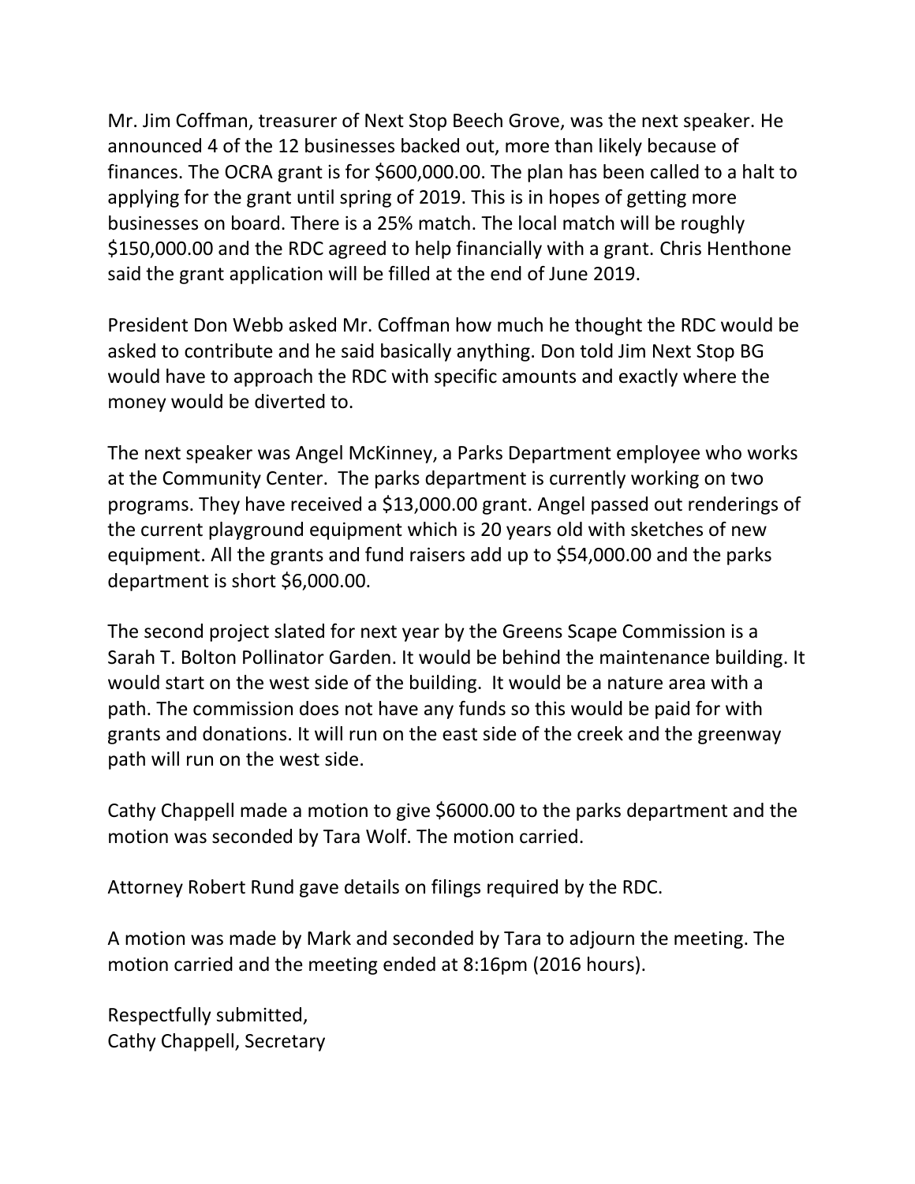Mr. Jim Coffman, treasurer of Next Stop Beech Grove, was the next speaker. He announced 4 of the 12 businesses backed out, more than likely because of finances. The OCRA grant is for $600,000.00. The plan has been called to a halt to applying for the grant until spring of 2019. This is in hopes of getting more businesses on board. There is a 25% match. The local match will be roughly $150,000.00 and the RDC agreed to help financially with a grant. Chris Henthone said the grant application will be filled at the end of June 2019.

President Don Webb asked Mr. Coffman how much he thought the RDC would be asked to contribute and he said basically anything. Don told Jim Next Stop BG would have to approach the RDC with specific amounts and exactly where the money would be diverted to.

The next speaker was Angel McKinney, a Parks Department employee who works at the Community Center. The parks department is currently working on two programs. They have received a $13,000.00 grant. Angel passed out renderings of the current playground equipment which is 20 years old with sketches of new equipment. All the grants and fund raisers add up to $54,000.00 and the parks department is short $6,000.00.

The second project slated for next year by the Greens Scape Commission is a Sarah T. Bolton Pollinator Garden. It would be behind the maintenance building. It would start on the west side of the building. It would be a nature area with a path. The commission does not have any funds so this would be paid for with grants and donations. It will run on the east side of the creek and the greenway path will run on the west side.

Cathy Chappell made a motion to give $6000.00 to the parks department and the motion was seconded by Tara Wolf. The motion carried.

Attorney Robert Rund gave details on filings required by the RDC.

A motion was made by Mark and seconded by Tara to adjourn the meeting. The motion carried and the meeting ended at 8:16pm (2016 hours).

Respectfully submitted,
Cathy Chappell, Secretary